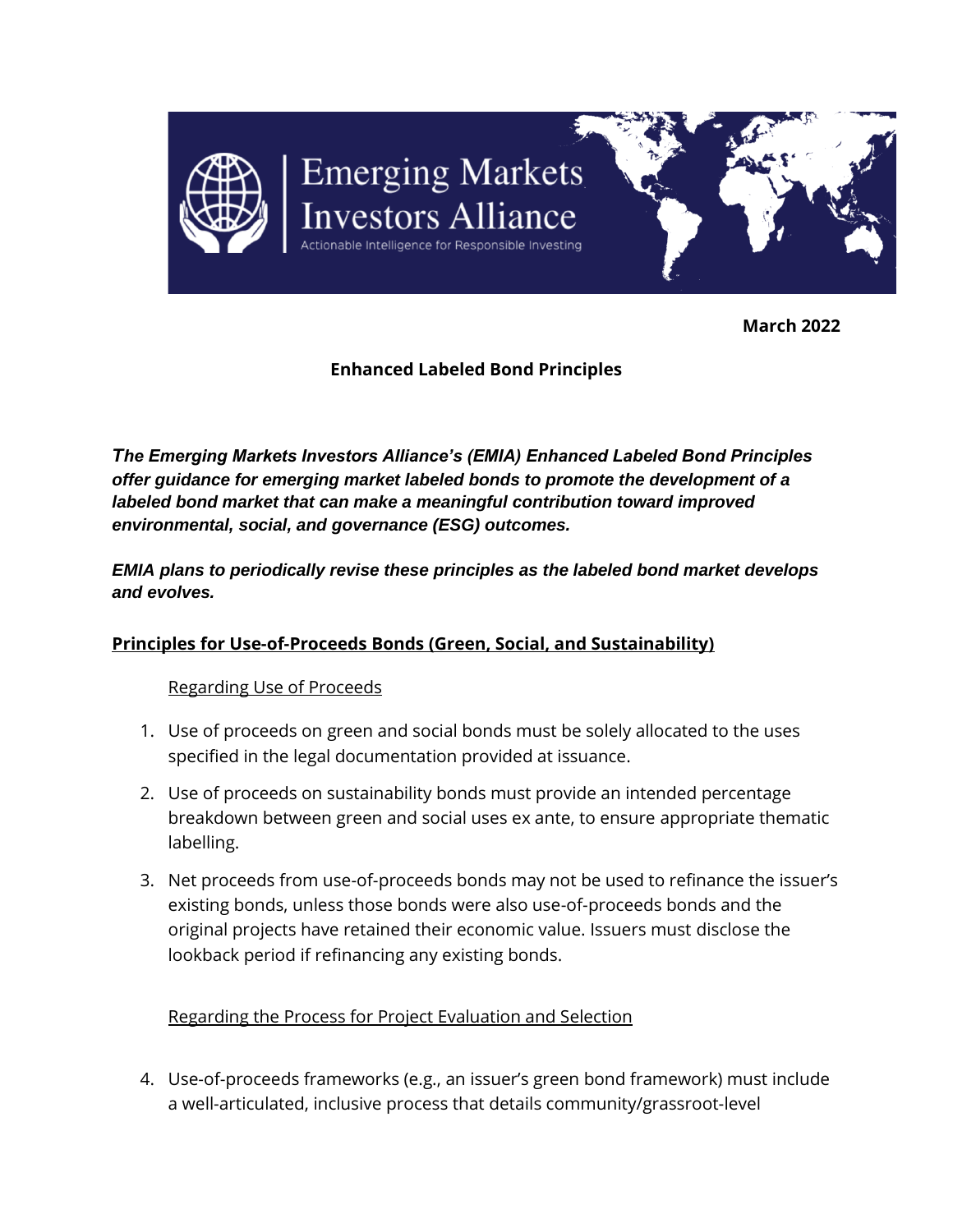Emerging Markets Investors Alliance

Actionable Intelligence for Responsible Investing

**March 2022**

# Enhanced Labeled Bond Principles

***The Emerging Markets Investors Alliance's (EMIA) Enhanced Labeled Bond Principles offer guidance for emerging market labeled bonds to promote the development of a labeled bond market that can make a meaningful contribution toward improved environmental, social, and governance (ESG) outcomes.***

***EMIA plans to periodically revise these principles as the labeled bond market develops and evolves.***

## Principles for Use-of-Proceeds Bonds (Green, Social, and Sustainability)

### Regarding Use of Proceeds

1. Use of proceeds on green and social bonds must be solely allocated to the uses specified in the legal documentation provided at issuance.
2. Use of proceeds on sustainability bonds must provide an intended percentage breakdown between green and social uses ex ante, to ensure appropriate thematic labelling.
3. Net proceeds from use-of-proceeds bonds may not be used to refinance the issuer's existing bonds, unless those bonds were also use-of-proceeds bonds and the original projects have retained their economic value. Issuers must disclose the lookback period if refinancing any existing bonds.

### Regarding the Process for Project Evaluation and Selection

4. Use-of-proceeds frameworks (e.g., an issuer's green bond framework) must include a well-articulated, inclusive process that details community/grassroot-level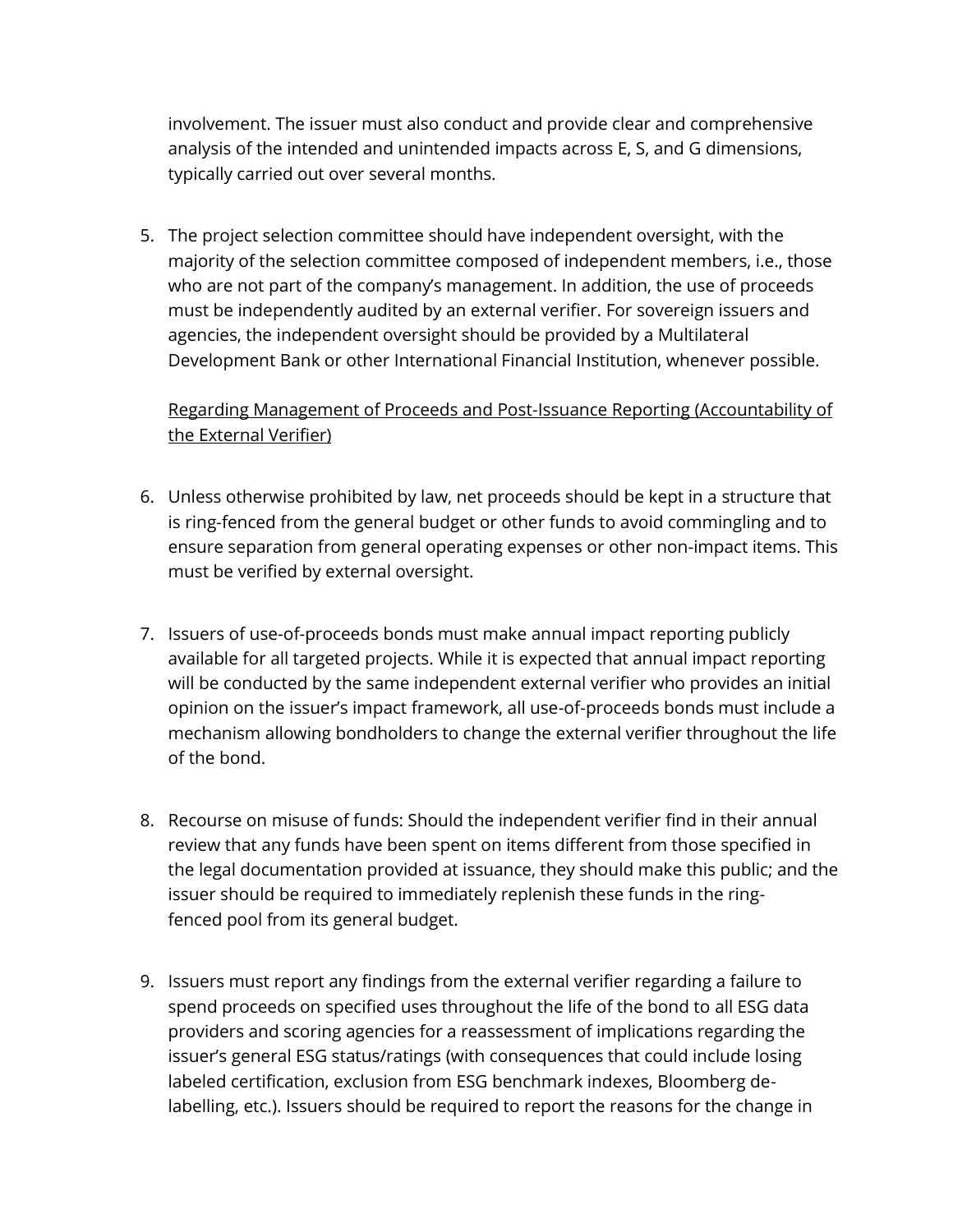involvement. The issuer must also conduct and provide clear and comprehensive analysis of the intended and unintended impacts across E, S, and G dimensions, typically carried out over several months.

5. The project selection committee should have independent oversight, with the majority of the selection committee composed of independent members, i.e., those who are not part of the company's management. In addition, the use of proceeds must be independently audited by an external verifier. For sovereign issuers and agencies, the independent oversight should be provided by a Multilateral Development Bank or other International Financial Institution, whenever possible.

   <u>Regarding Management of Proceeds and Post-Issuance Reporting (Accountability of the External Verifier)</u>

6. Unless otherwise prohibited by law, net proceeds should be kept in a structure that is ring-fenced from the general budget or other funds to avoid commingling and to ensure separation from general operating expenses or other non-impact items. This must be verified by external oversight.

7. Issuers of use-of-proceeds bonds must make annual impact reporting publicly available for all targeted projects. While it is expected that annual impact reporting will be conducted by the same independent external verifier who provides an initial opinion on the issuer's impact framework, all use-of-proceeds bonds must include a mechanism allowing bondholders to change the external verifier throughout the life of the bond.

8. Recourse on misuse of funds: Should the independent verifier find in their annual review that any funds have been spent on items different from those specified in the legal documentation provided at issuance, they should make this public; and the issuer should be required to immediately replenish these funds in the ring-fenced pool from its general budget.

9. Issuers must report any findings from the external verifier regarding a failure to spend proceeds on specified uses throughout the life of the bond to all ESG data providers and scoring agencies for a reassessment of implications regarding the issuer's general ESG status/ratings (with consequences that could include losing labeled certification, exclusion from ESG benchmark indexes, Bloomberg de-labelling, etc.). Issuers should be required to report the reasons for the change in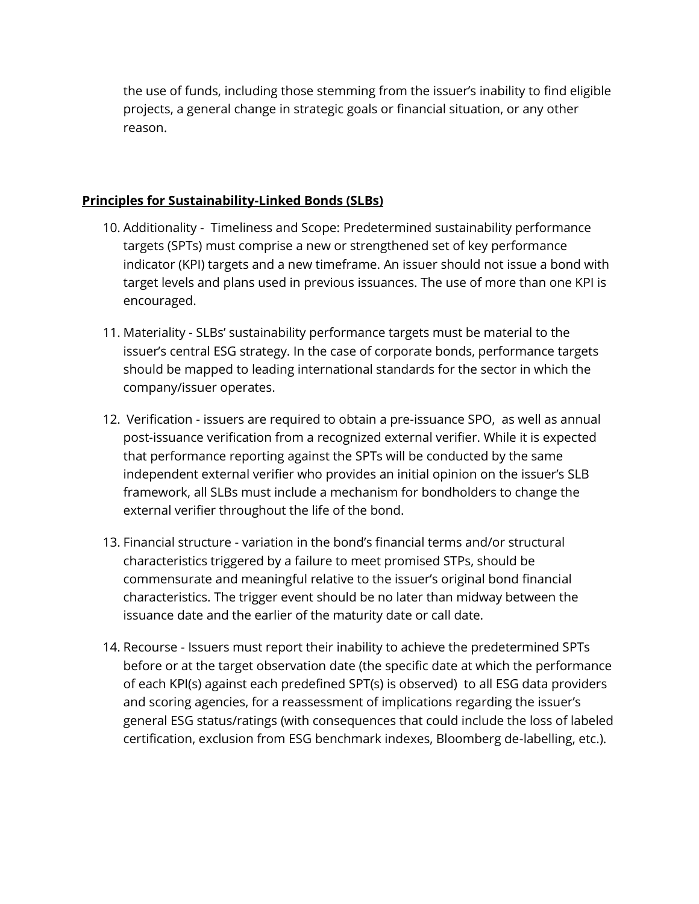the use of funds, including those stemming from the issuer's inability to find eligible projects, a general change in strategic goals or financial situation, or any other reason.

**Principles for Sustainability-Linked Bonds (SLBs)**

10. Additionality - Timeliness and Scope: Predetermined sustainability performance targets (SPTs) must comprise a new or strengthened set of key performance indicator (KPI) targets and a new timeframe. An issuer should not issue a bond with target levels and plans used in previous issuances. The use of more than one KPI is encouraged.

11. Materiality - SLBs' sustainability performance targets must be material to the issuer's central ESG strategy. In the case of corporate bonds, performance targets should be mapped to leading international standards for the sector in which the company/issuer operates.

12. Verification - issuers are required to obtain a pre-issuance SPO, as well as annual post-issuance verification from a recognized external verifier. While it is expected that performance reporting against the SPTs will be conducted by the same independent external verifier who provides an initial opinion on the issuer's SLB framework, all SLBs must include a mechanism for bondholders to change the external verifier throughout the life of the bond.

13. Financial structure - variation in the bond's financial terms and/or structural characteristics triggered by a failure to meet promised STPs, should be commensurate and meaningful relative to the issuer's original bond financial characteristics. The trigger event should be no later than midway between the issuance date and the earlier of the maturity date or call date.

14. Recourse - Issuers must report their inability to achieve the predetermined SPTs before or at the target observation date (the specific date at which the performance of each KPI(s) against each predefined SPT(s) is observed) to all ESG data providers and scoring agencies, for a reassessment of implications regarding the issuer's general ESG status/ratings (with consequences that could include the loss of labeled certification, exclusion from ESG benchmark indexes, Bloomberg de-labelling, etc.).